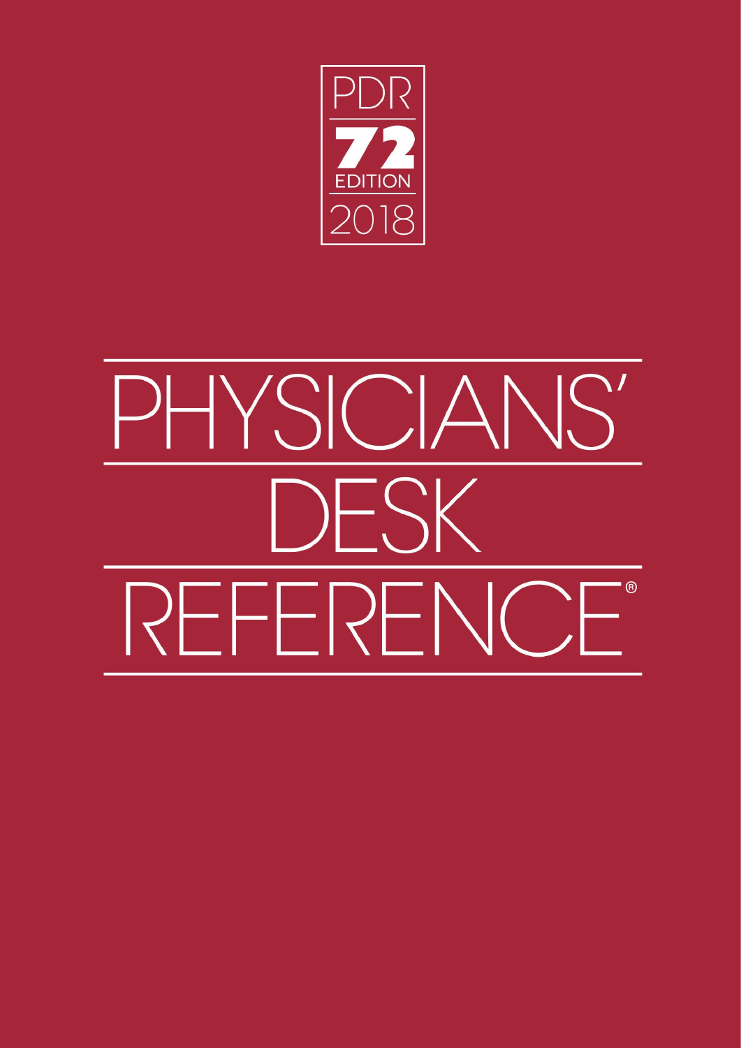PDR

72

EDITION

2018

# PHYSICIANS' DESK REFERENCE®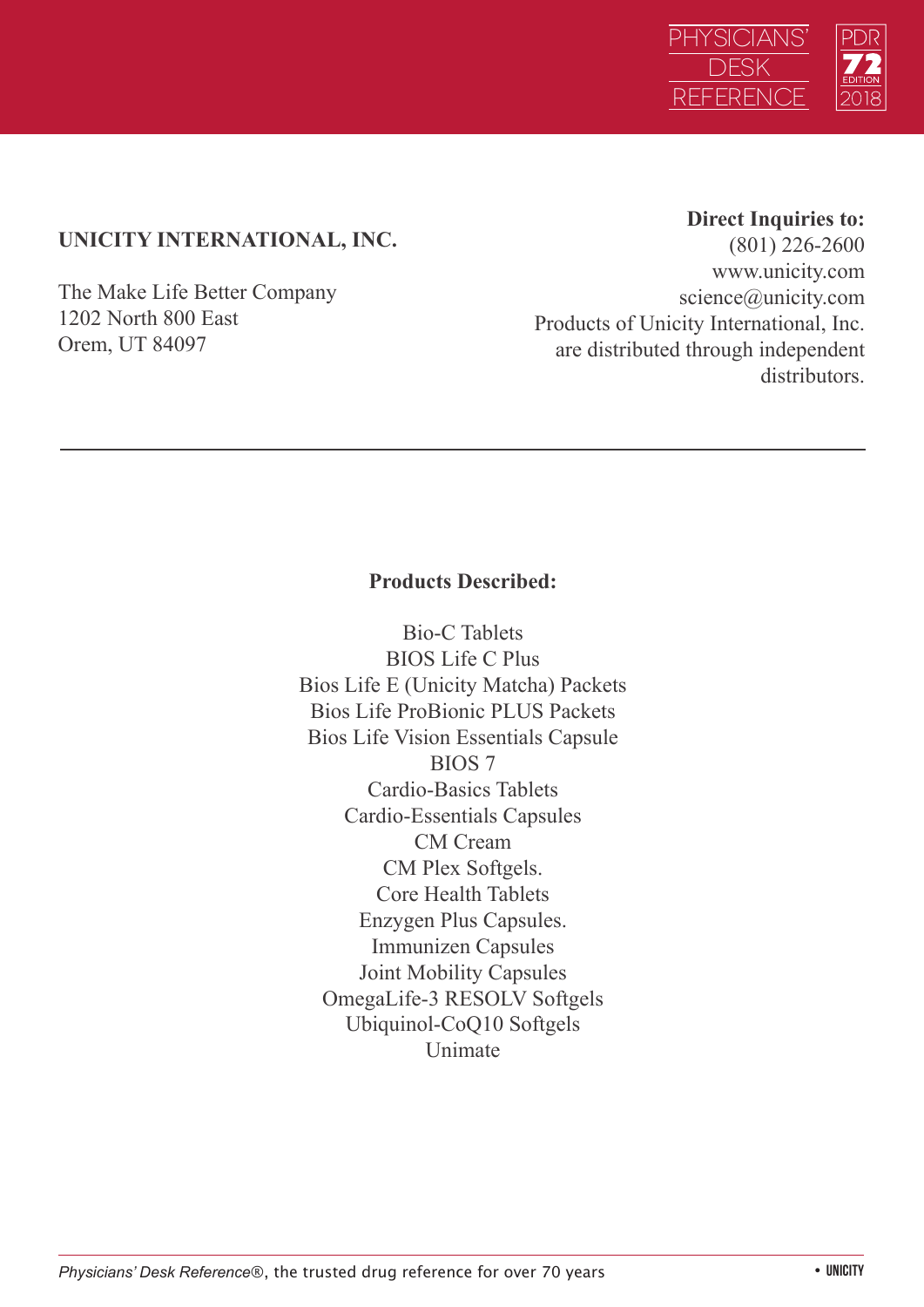**UNICITY INTERNATIONAL, INC.**

The Make Life Better Company
1202 North 800 East
Orem, UT 84097

**Direct Inquiries to:**
(801) 226-2600
www.unicity.com
science@unicity.com
Products of Unicity International, Inc. are distributed through independent distributors.

---

**Products Described:**

Bio-C Tablets
BIOS Life C Plus
Bios Life E (Unicity Matcha) Packets
Bios Life ProBionic PLUS Packets
Bios Life Vision Essentials Capsule
BIOS 7
Cardio-Basics Tablets
Cardio-Essentials Capsules
CM Cream
CM Plex Softgels.
Core Health Tablets
Enzygen Plus Capsules.
Immunizen Capsules
Joint Mobility Capsules
OmegaLife-3 RESOLV Softgels
Ubiquinol-CoQ10 Softgels
Unimate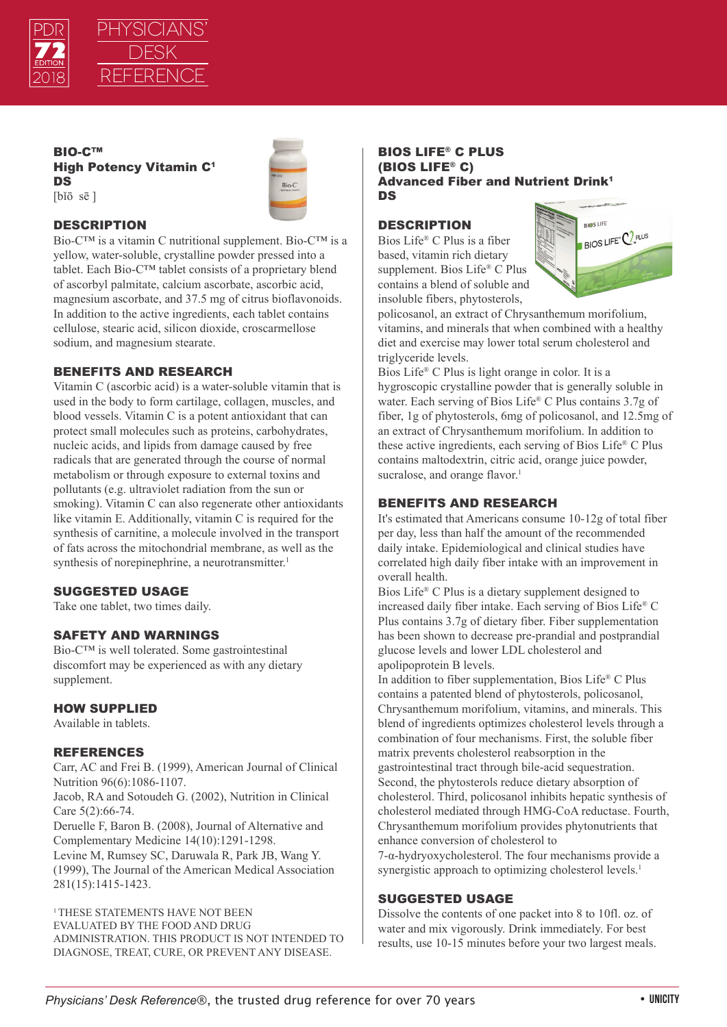## BIO-C™
## High Potency Vitamin C[1]
## DS

[bīō sē ]

### DESCRIPTION

Bio-C™ is a vitamin C nutritional supplement. Bio-C™ is a yellow, water-soluble, crystalline powder pressed into a tablet. Each Bio-C™ tablet consists of a proprietary blend of ascorbyl palmitate, calcium ascorbate, ascorbic acid, magnesium ascorbate, and 37.5 mg of citrus bioflavonoids. In addition to the active ingredients, each tablet contains cellulose, stearic acid, silicon dioxide, croscarmellose sodium, and magnesium stearate.

### BENEFITS AND RESEARCH

Vitamin C (ascorbic acid) is a water-soluble vitamin that is used in the body to form cartilage, collagen, muscles, and blood vessels. Vitamin C is a potent antioxidant that can protect small molecules such as proteins, carbohydrates, nucleic acids, and lipids from damage caused by free radicals that are generated through the course of normal metabolism or through exposure to external toxins and pollutants (e.g. ultraviolet radiation from the sun or smoking). Vitamin C can also regenerate other antioxidants like vitamin E. Additionally, vitamin C is required for the synthesis of carnitine, a molecule involved in the transport of fats across the mitochondrial membrane, as well as the synthesis of norepinephrine, a neurotransmitter.[1]

### SUGGESTED USAGE

Take one tablet, two times daily.

### SAFETY AND WARNINGS

Bio-C™ is well tolerated. Some gastrointestinal discomfort may be experienced as with any dietary supplement.

### HOW SUPPLIED

Available in tablets.

### REFERENCES

Carr, AC and Frei B. (1999), American Journal of Clinical Nutrition 96(6):1086-1107.
Jacob, RA and Sotoudeh G. (2002), Nutrition in Clinical Care 5(2):66-74.
Deruelle F, Baron B. (2008), Journal of Alternative and Complementary Medicine 14(10):1291-1298.
Levine M, Rumsey SC, Daruwala R, Park JB, Wang Y. (1999), The Journal of the American Medical Association 281(15):1415-1423.

[1] THESE STATEMENTS HAVE NOT BEEN EVALUATED BY THE FOOD AND DRUG ADMINISTRATION. THIS PRODUCT IS NOT INTENDED TO DIAGNOSE, TREAT, CURE, OR PREVENT ANY DISEASE.

## BIOS LIFE® C PLUS
## (BIOS LIFE® C)
## Advanced Fiber and Nutrient Drink[1]
## DS

### DESCRIPTION

Bios Life® C Plus is a fiber based, vitamin rich dietary supplement. Bios Life® C Plus contains a blend of soluble and insoluble fibers, phytosterols, policosanol, an extract of Chrysanthemum morifolium, vitamins, and minerals that when combined with a healthy diet and exercise may lower total serum cholesterol and triglyceride levels.

Bios Life® C Plus is light orange in color. It is a hygroscopic crystalline powder that is generally soluble in water. Each serving of Bios Life® C Plus contains 3.7g of fiber, 1g of phytosterols, 6mg of policosanol, and 12.5mg of an extract of Chrysanthemum morifolium. In addition to these active ingredients, each serving of Bios Life® C Plus contains maltodextrin, citric acid, orange juice powder, sucralose, and orange flavor.[1]

### BENEFITS AND RESEARCH

It's estimated that Americans consume 10-12g of total fiber per day, less than half the amount of the recommended daily intake. Epidemiological and clinical studies have correlated high daily fiber intake with an improvement in overall health.

Bios Life® C Plus is a dietary supplement designed to increased daily fiber intake. Each serving of Bios Life® C Plus contains 3.7g of dietary fiber. Fiber supplementation has been shown to decrease pre-prandial and postprandial glucose levels and lower LDL cholesterol and apolipoprotein B levels.

In addition to fiber supplementation, Bios Life® C Plus contains a patented blend of phytosterols, policosanol, Chrysanthemum morifolium, vitamins, and minerals. This blend of ingredients optimizes cholesterol levels through a combination of four mechanisms. First, the soluble fiber matrix prevents cholesterol reabsorption in the gastrointestinal tract through bile-acid sequestration. Second, the phytosterols reduce dietary absorption of cholesterol. Third, policosanol inhibits hepatic synthesis of cholesterol mediated through HMG-CoA reductase. Fourth, Chrysanthemum morifolium provides phytonutrients that enhance conversion of cholesterol to 7-α-hydryoxycholesterol. The four mechanisms provide a synergistic approach to optimizing cholesterol levels.[1]

### SUGGESTED USAGE

Dissolve the contents of one packet into 8 to 10fl. oz. of water and mix vigorously. Drink immediately. For best results, use 10-15 minutes before your two largest meals.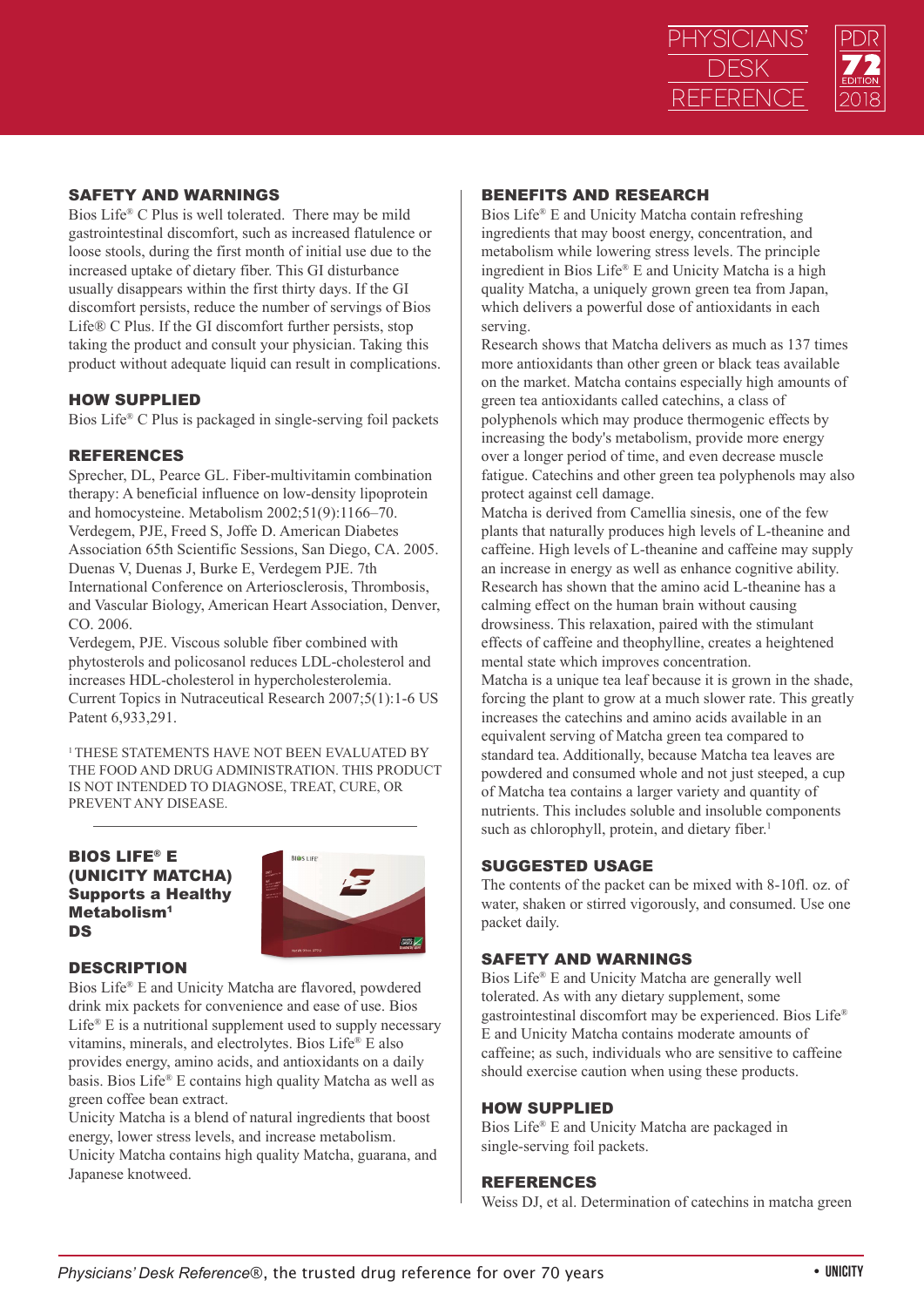## SAFETY AND WARNINGS

Bios Life® C Plus is well tolerated. There may be mild gastrointestinal discomfort, such as increased flatulence or loose stools, during the first month of initial use due to the increased uptake of dietary fiber. This GI disturbance usually disappears within the first thirty days. If the GI discomfort persists, reduce the number of servings of Bios Life® C Plus. If the GI discomfort further persists, stop taking the product and consult your physician. Taking this product without adequate liquid can result in complications.

## HOW SUPPLIED

Bios Life® C Plus is packaged in single-serving foil packets

## REFERENCES

Sprecher, DL, Pearce GL. Fiber-multivitamin combination therapy: A beneficial influence on low-density lipoprotein and homocysteine. Metabolism 2002;51(9):1166–70. Verdegem, PJE, Freed S, Joffe D. American Diabetes Association 65th Scientific Sessions, San Diego, CA. 2005. Duenas V, Duenas J, Burke E, Verdegem PJE. 7th International Conference on Arteriosclerosis, Thrombosis, and Vascular Biology, American Heart Association, Denver, CO. 2006.

Verdegem, PJE. Viscous soluble fiber combined with phytosterols and policosanol reduces LDL-cholesterol and increases HDL-cholesterol in hypercholesterolemia. Current Topics in Nutraceutical Research 2007;5(1):1-6 US Patent 6,933,291.

[1] THESE STATEMENTS HAVE NOT BEEN EVALUATED BY THE FOOD AND DRUG ADMINISTRATION. THIS PRODUCT IS NOT INTENDED TO DIAGNOSE, TREAT, CURE, OR PREVENT ANY DISEASE.

---

## BIOS LIFE® E (UNICITY MATCHA) Supports a Healthy Metabolism[1] DS

## DESCRIPTION

Bios Life® E and Unicity Matcha are flavored, powdered drink mix packets for convenience and ease of use. Bios Life® E is a nutritional supplement used to supply necessary vitamins, minerals, and electrolytes. Bios Life® E also provides energy, amino acids, and antioxidants on a daily basis. Bios Life® E contains high quality Matcha as well as green coffee bean extract.

Unicity Matcha is a blend of natural ingredients that boost energy, lower stress levels, and increase metabolism. Unicity Matcha contains high quality Matcha, guarana, and Japanese knotweed.

## BENEFITS AND RESEARCH

Bios Life® E and Unicity Matcha contain refreshing ingredients that may boost energy, concentration, and metabolism while lowering stress levels. The principle ingredient in Bios Life® E and Unicity Matcha is a high quality Matcha, a uniquely grown green tea from Japan, which delivers a powerful dose of antioxidants in each serving.

Research shows that Matcha delivers as much as 137 times more antioxidants than other green or black teas available on the market. Matcha contains especially high amounts of green tea antioxidants called catechins, a class of polyphenols which may produce thermogenic effects by increasing the body's metabolism, provide more energy over a longer period of time, and even decrease muscle fatigue. Catechins and other green tea polyphenols may also protect against cell damage.

Matcha is derived from Camellia sinesis, one of the few plants that naturally produces high levels of L-theanine and caffeine. High levels of L-theanine and caffeine may supply an increase in energy as well as enhance cognitive ability. Research has shown that the amino acid L-theanine has a calming effect on the human brain without causing drowsiness. This relaxation, paired with the stimulant effects of caffeine and theophylline, creates a heightened mental state which improves concentration.

Matcha is a unique tea leaf because it is grown in the shade, forcing the plant to grow at a much slower rate. This greatly increases the catechins and amino acids available in an equivalent serving of Matcha green tea compared to standard tea. Additionally, because Matcha tea leaves are powdered and consumed whole and not just steeped, a cup of Matcha tea contains a larger variety and quantity of nutrients. This includes soluble and insoluble components such as chlorophyll, protein, and dietary fiber.[1]

## SUGGESTED USAGE

The contents of the packet can be mixed with 8-10fl. oz. of water, shaken or stirred vigorously, and consumed. Use one packet daily.

## SAFETY AND WARNINGS

Bios Life® E and Unicity Matcha are generally well tolerated. As with any dietary supplement, some gastrointestinal discomfort may be experienced. Bios Life® E and Unicity Matcha contains moderate amounts of caffeine; as such, individuals who are sensitive to caffeine should exercise caution when using these products.

## HOW SUPPLIED

Bios Life® E and Unicity Matcha are packaged in single-serving foil packets.

## REFERENCES

Weiss DJ, et al. Determination of catechins in matcha green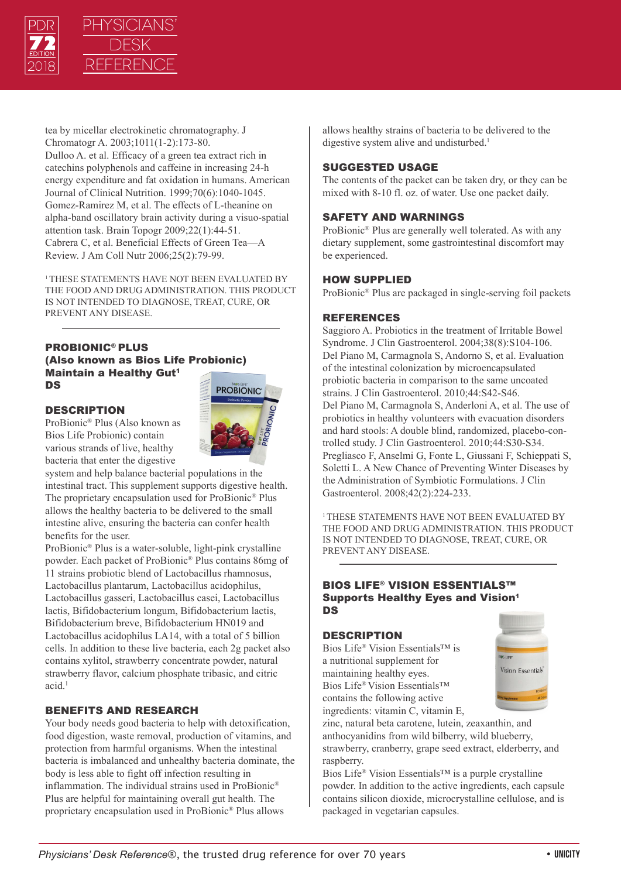tea by micellar electrokinetic chromatography. J Chromatogr A. 2003;1011(1-2):173-80.
Dulloo A. et al. Efficacy of a green tea extract rich in catechins polyphenols and caffeine in increasing 24-h energy expenditure and fat oxidation in humans. American Journal of Clinical Nutrition. 1999;70(6):1040-1045.
Gomez-Ramirez M, et al. The effects of L-theanine on alpha-band oscillatory brain activity during a visuo-spatial attention task. Brain Topogr 2009;22(1):44-51.
Cabrera C, et al. Beneficial Effects of Green Tea—A Review. J Am Coll Nutr 2006;25(2):79-99.

[1] THESE STATEMENTS HAVE NOT BEEN EVALUATED BY THE FOOD AND DRUG ADMINISTRATION. THIS PRODUCT IS NOT INTENDED TO DIAGNOSE, TREAT, CURE, OR PREVENT ANY DISEASE.

---

## PROBIONIC® PLUS
### (Also known as Bios Life Probionic)
### Maintain a Healthy Gut[1]
### DS

### DESCRIPTION

ProBionic® Plus (Also known as Bios Life Probionic) contain various strands of live, healthy bacteria that enter the digestive system and help balance bacterial populations in the intestinal tract. This supplement supports digestive health. The proprietary encapsulation used for ProBionic® Plus allows the healthy bacteria to be delivered to the small intestine alive, ensuring the bacteria can confer health benefits for the user.

ProBionic® Plus is a water-soluble, light-pink crystalline powder. Each packet of ProBionic® Plus contains 86mg of 11 strains probiotic blend of Lactobacillus rhamnosus, Lactobacillus plantarum, Lactobacillus acidophilus, Lactobacillus gasseri, Lactobacillus casei, Lactobacillus lactis, Bifidobacterium longum, Bifidobacterium lactis, Bifidobacterium breve, Bifidobacterium HN019 and Lactobacillus acidophilus LA14, with a total of 5 billion cells. In addition to these live bacteria, each 2g packet also contains xylitol, strawberry concentrate powder, natural strawberry flavor, calcium phosphate tribasic, and citric acid.[1]

### BENEFITS AND RESEARCH

Your body needs good bacteria to help with detoxification, food digestion, waste removal, production of vitamins, and protection from harmful organisms. When the intestinal bacteria is imbalanced and unhealthy bacteria dominate, the body is less able to fight off infection resulting in inflammation. The individual strains used in ProBionic® Plus are helpful for maintaining overall gut health. The proprietary encapsulation used in ProBionic® Plus allows healthy strains of bacteria to be delivered to the digestive system alive and undisturbed.[1]

### SUGGESTED USAGE

The contents of the packet can be taken dry, or they can be mixed with 8-10 fl. oz. of water. Use one packet daily.

### SAFETY AND WARNINGS

ProBionic® Plus are generally well tolerated. As with any dietary supplement, some gastrointestinal discomfort may be experienced.

### HOW SUPPLIED

ProBionic® Plus are packaged in single-serving foil packets

### REFERENCES

Saggioro A. Probiotics in the treatment of Irritable Bowel Syndrome. J Clin Gastroenterol. 2004;38(8):S104-106.
Del Piano M, Carmagnola S, Andorno S, et al. Evaluation of the intestinal colonization by microencapsulated probiotic bacteria in comparison to the same uncoated strains. J Clin Gastroenterol. 2010;44:S42-S46.
Del Piano M, Carmagnola S, Anderloni A, et al. The use of probiotics in healthy volunteers with evacuation disorders and hard stools: A double blind, randomized, placebo-controlled study. J Clin Gastroenterol. 2010;44:S30-S34.
Pregliasco F, Anselmi G, Fonte L, Giussani F, Schieppati S, Soletti L. A New Chance of Preventing Winter Diseases by the Administration of Symbiotic Formulations. J Clin Gastroenterol. 2008;42(2):224-233.

[1] THESE STATEMENTS HAVE NOT BEEN EVALUATED BY THE FOOD AND DRUG ADMINISTRATION. THIS PRODUCT IS NOT INTENDED TO DIAGNOSE, TREAT, CURE, OR PREVENT ANY DISEASE.

---

## BIOS LIFE® VISION ESSENTIALS™
### Supports Healthy Eyes and Vision[1]
### DS

### DESCRIPTION

Bios Life® Vision Essentials™ is a nutritional supplement for maintaining healthy eyes.

Bios Life® Vision Essentials™ contains the following active ingredients: vitamin C, vitamin E, zinc, natural beta carotene, lutein, zeaxanthin, and anthocyanidins from wild bilberry, wild blueberry, strawberry, cranberry, grape seed extract, elderberry, and raspberry.

Bios Life® Vision Essentials™ is a purple crystalline powder. In addition to the active ingredients, each capsule contains silicon dioxide, microcrystalline cellulose, and is packaged in vegetarian capsules.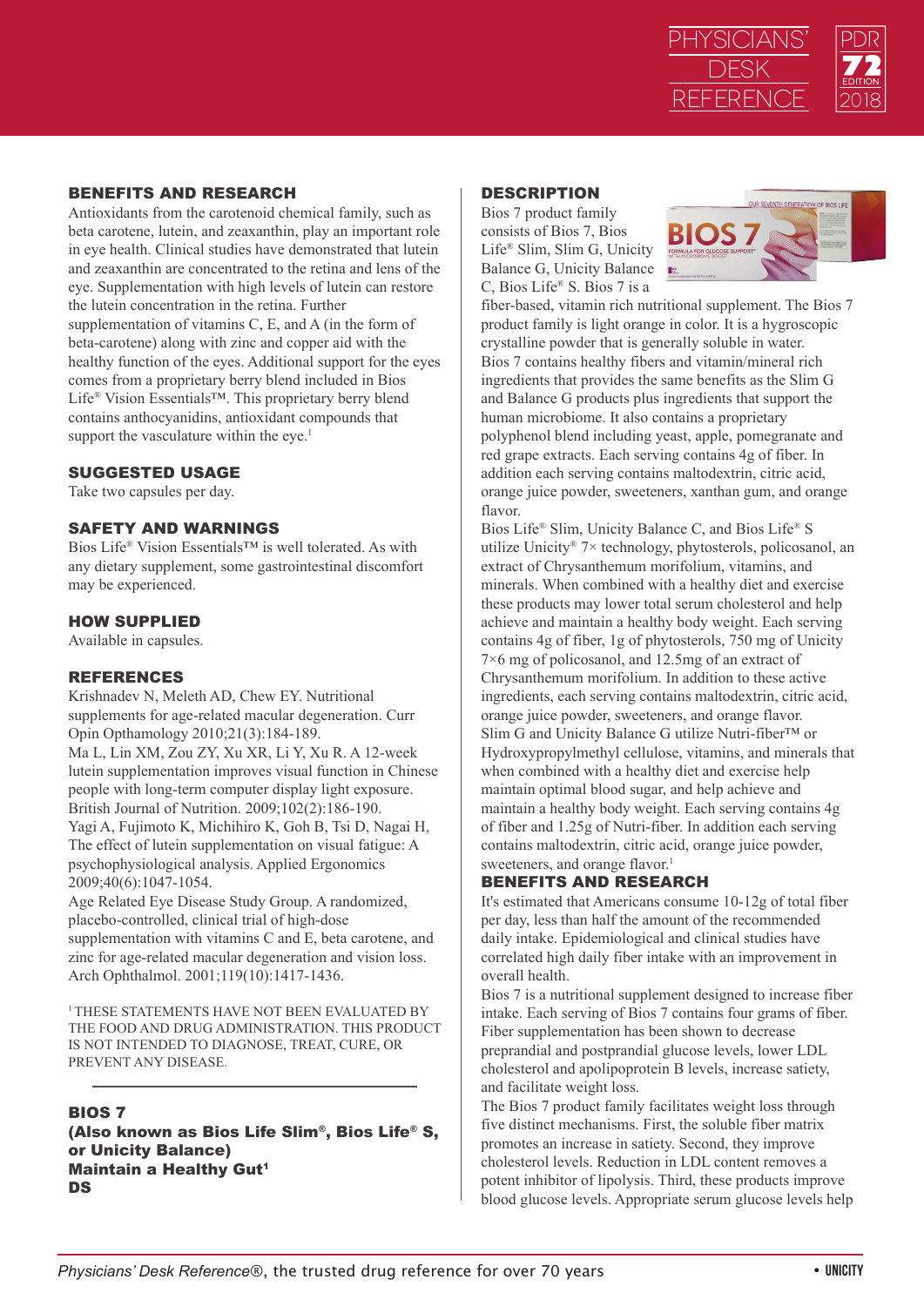## BENEFITS AND RESEARCH

Antioxidants from the carotenoid chemical family, such as beta carotene, lutein, and zeaxanthin, play an important role in eye health. Clinical studies have demonstrated that lutein and zeaxanthin are concentrated to the retina and lens of the eye. Supplementation with high levels of lutein can restore the lutein concentration in the retina. Further supplementation of vitamins C, E, and A (in the form of beta-carotene) along with zinc and copper aid with the healthy function of the eyes. Additional support for the eyes comes from a proprietary berry blend included in Bios Life® Vision Essentials™. This proprietary berry blend contains anthocyanidins, antioxidant compounds that support the vasculature within the eye.[1]

## SUGGESTED USAGE

Take two capsules per day.

## SAFETY AND WARNINGS

Bios Life® Vision Essentials™ is well tolerated. As with any dietary supplement, some gastrointestinal discomfort may be experienced.

## HOW SUPPLIED

Available in capsules.

## REFERENCES

Krishnadev N, Meleth AD, Chew EY. Nutritional supplements for age-related macular degeneration. Curr Opin Opthamology 2010;21(3):184-189.

Ma L, Lin XM, Zou ZY, Xu XR, Li Y, Xu R. A 12-week lutein supplementation improves visual function in Chinese people with long-term computer display light exposure. British Journal of Nutrition. 2009;102(2):186-190.

Yagi A, Fujimoto K, Michihiro K, Goh B, Tsi D, Nagai H, The effect of lutein supplementation on visual fatigue: A psychophysiological analysis. Applied Ergonomics 2009;40(6):1047-1054.

Age Related Eye Disease Study Group. A randomized, placebo-controlled, clinical trial of high-dose supplementation with vitamins C and E, beta carotene, and zinc for age-related macular degeneration and vision loss. Arch Ophthalmol. 2001;119(10):1417-1436.

[1] THESE STATEMENTS HAVE NOT BEEN EVALUATED BY THE FOOD AND DRUG ADMINISTRATION. THIS PRODUCT IS NOT INTENDED TO DIAGNOSE, TREAT, CURE, OR PREVENT ANY DISEASE.

---

# BIOS 7
## (Also known as Bios Life Slim®, Bios Life® S, or Unicity Balance)
## Maintain a Healthy Gut[1]
## DS

## DESCRIPTION

Bios 7 product family consists of Bios 7, Bios Life® Slim, Slim G, Unicity Balance G, Unicity Balance C, Bios Life® S. Bios 7 is a fiber-based, vitamin rich nutritional supplement. The Bios 7 product family is light orange in color. It is a hygroscopic crystalline powder that is generally soluble in water.

Bios 7 contains healthy fibers and vitamin/mineral rich ingredients that provides the same benefits as the Slim G and Balance G products plus ingredients that support the human microbiome. It also contains a proprietary polyphenol blend including yeast, apple, pomegranate and red grape extracts. Each serving contains 4g of fiber. In addition each serving contains maltodextrin, citric acid, orange juice powder, sweeteners, xanthan gum, and orange flavor.

Bios Life® Slim, Unicity Balance C, and Bios Life® S utilize Unicity® 7× technology, phytosterols, policosanol, an extract of Chrysanthemum morifolium, vitamins, and minerals. When combined with a healthy diet and exercise these products may lower total serum cholesterol and help achieve and maintain a healthy body weight. Each serving contains 4g of fiber, 1g of phytosterols, 750 mg of Unicity 7×6 mg of policosanol, and 12.5mg of an extract of Chrysanthemum morifolium. In addition to these active ingredients, each serving contains maltodextrin, citric acid, orange juice powder, sweeteners, and orange flavor.

Slim G and Unicity Balance G utilize Nutri-fiber™ or Hydroxypropylmethyl cellulose, vitamins, and minerals that when combined with a healthy diet and exercise help maintain optimal blood sugar, and help achieve and maintain a healthy body weight. Each serving contains 4g of fiber and 1.25g of Nutri-fiber. In addition each serving contains maltodextrin, citric acid, orange juice powder, sweeteners, and orange flavor.[1]

## BENEFITS AND RESEARCH

It's estimated that Americans consume 10-12g of total fiber per day, less than half the amount of the recommended daily intake. Epidemiological and clinical studies have correlated high daily fiber intake with an improvement in overall health.

Bios 7 is a nutritional supplement designed to increase fiber intake. Each serving of Bios 7 contains four grams of fiber. Fiber supplementation has been shown to decrease preprandial and postprandial glucose levels, lower LDL cholesterol and apolipoprotein B levels, increase satiety, and facilitate weight loss.

The Bios 7 product family facilitates weight loss through five distinct mechanisms. First, the soluble fiber matrix promotes an increase in satiety. Second, they improve cholesterol levels. Reduction in LDL content removes a potent inhibitor of lipolysis. Third, these products improve blood glucose levels. Appropriate serum glucose levels help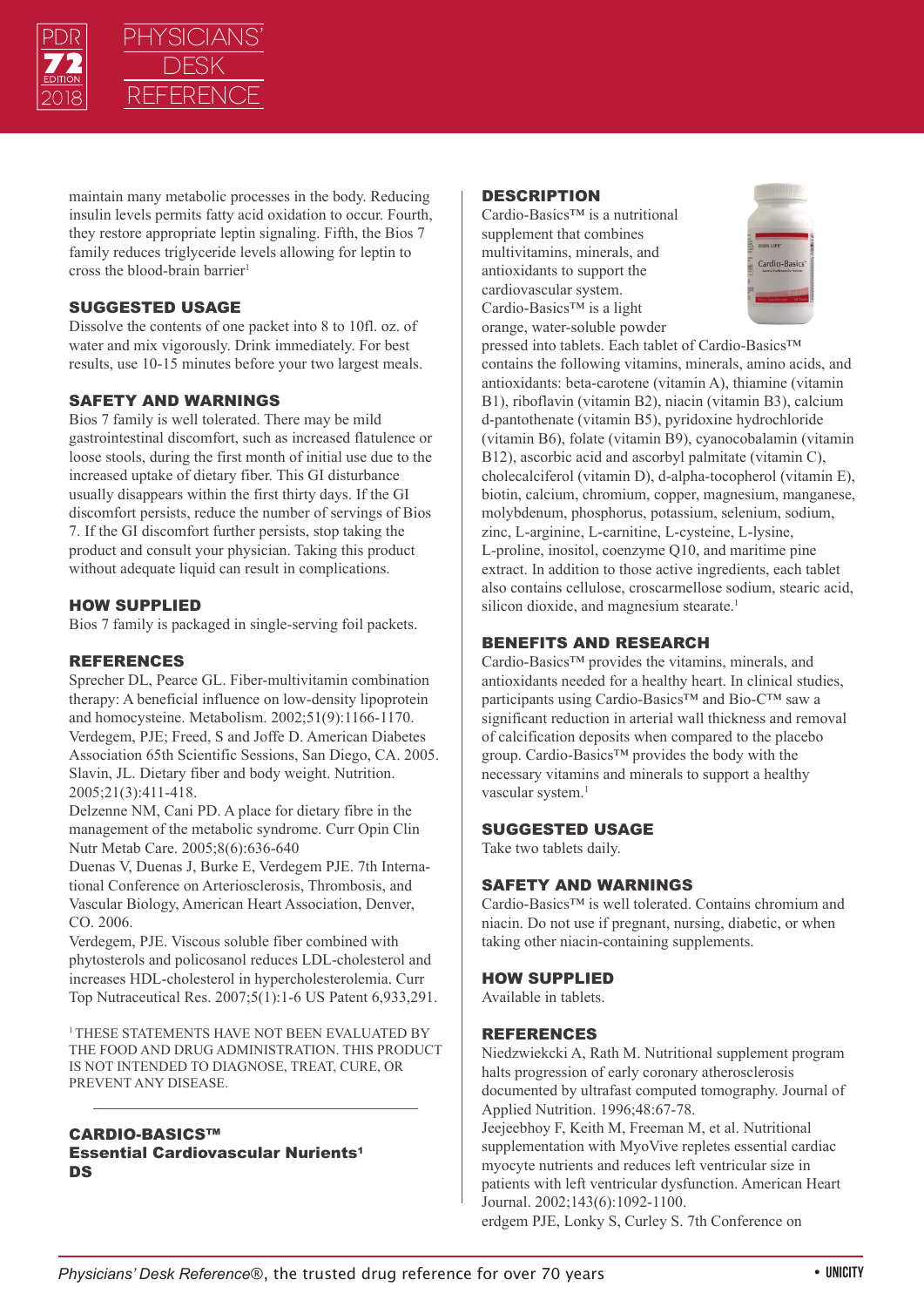maintain many metabolic processes in the body. Reducing insulin levels permits fatty acid oxidation to occur. Fourth, they restore appropriate leptin signaling. Fifth, the Bios 7 family reduces triglyceride levels allowing for leptin to cross the blood-brain barrier[1]

### SUGGESTED USAGE

Dissolve the contents of one packet into 8 to 10fl. oz. of water and mix vigorously. Drink immediately. For best results, use 10-15 minutes before your two largest meals.

### SAFETY AND WARNINGS

Bios 7 family is well tolerated. There may be mild gastrointestinal discomfort, such as increased flatulence or loose stools, during the first month of initial use due to the increased uptake of dietary fiber. This GI disturbance usually disappears within the first thirty days. If the GI discomfort persists, reduce the number of servings of Bios 7. If the GI discomfort further persists, stop taking the product and consult your physician. Taking this product without adequate liquid can result in complications.

### HOW SUPPLIED

Bios 7 family is packaged in single-serving foil packets.

### REFERENCES

Sprecher DL, Pearce GL. Fiber-multivitamin combination therapy: A beneficial influence on low-density lipoprotein and homocysteine. Metabolism. 2002;51(9):1166-1170.
Verdegem, PJE; Freed, S and Joffe D. American Diabetes Association 65th Scientific Sessions, San Diego, CA. 2005.
Slavin, JL. Dietary fiber and body weight. Nutrition. 2005;21(3):411-418.
Delzenne NM, Cani PD. A place for dietary fibre in the management of the metabolic syndrome. Curr Opin Clin Nutr Metab Care. 2005;8(6):636-640
Duenas V, Duenas J, Burke E, Verdegem PJE. 7th International Conference on Arteriosclerosis, Thrombosis, and Vascular Biology, American Heart Association, Denver, CO. 2006.
Verdegem, PJE. Viscous soluble fiber combined with phytosterols and policosanol reduces LDL-cholesterol and increases HDL-cholesterol in hypercholesterolemia. Curr Top Nutraceutical Res. 2007;5(1):1-6 US Patent 6,933,291.

[1] THESE STATEMENTS HAVE NOT BEEN EVALUATED BY THE FOOD AND DRUG ADMINISTRATION. THIS PRODUCT IS NOT INTENDED TO DIAGNOSE, TREAT, CURE, OR PREVENT ANY DISEASE.

---

## CARDIO-BASICS™ Essential Cardiovascular Nurients[1] DS

### DESCRIPTION

Cardio-Basics™ is a nutritional supplement that combines multivitamins, minerals, and antioxidants to support the cardiovascular system. Cardio-Basics™ is a light orange, water-soluble powder pressed into tablets. Each tablet of Cardio-Basics™ contains the following vitamins, minerals, amino acids, and antioxidants: beta-carotene (vitamin A), thiamine (vitamin B1), riboflavin (vitamin B2), niacin (vitamin B3), calcium d-pantothenate (vitamin B5), pyridoxine hydrochloride (vitamin B6), folate (vitamin B9), cyanocobalamin (vitamin B12), ascorbic acid and ascorbyl palmitate (vitamin C), cholecalciferol (vitamin D), d-alpha-tocopherol (vitamin E), biotin, calcium, chromium, copper, magnesium, manganese, molybdenum, phosphorus, potassium, selenium, sodium, zinc, L-arginine, L-carnitine, L-cysteine, L-lysine, L-proline, inositol, coenzyme Q10, and maritime pine extract. In addition to those active ingredients, each tablet also contains cellulose, croscarmellose sodium, stearic acid, silicon dioxide, and magnesium stearate.[1]

### BENEFITS AND RESEARCH

Cardio-Basics™ provides the vitamins, minerals, and antioxidants needed for a healthy heart. In clinical studies, participants using Cardio-Basics™ and Bio-C™ saw a significant reduction in arterial wall thickness and removal of calcification deposits when compared to the placebo group. Cardio-Basics™ provides the body with the necessary vitamins and minerals to support a healthy vascular system.[1]

### SUGGESTED USAGE

Take two tablets daily.

### SAFETY AND WARNINGS

Cardio-Basics™ is well tolerated. Contains chromium and niacin. Do not use if pregnant, nursing, diabetic, or when taking other niacin-containing supplements.

### HOW SUPPLIED

Available in tablets.

### REFERENCES

Niedzwiekcki A, Rath M. Nutritional supplement program halts progression of early coronary atherosclerosis documented by ultrafast computed tomography. Journal of Applied Nutrition. 1996;48:67-78.
Jeejeebhoy F, Keith M, Freeman M, et al. Nutritional supplementation with MyoVive repletes essential cardiac myocyte nutrients and reduces left ventricular size in patients with left ventricular dysfunction. American Heart Journal. 2002;143(6):1092-1100.
erdgem PJE, Lonky S, Curley S. 7th Conference on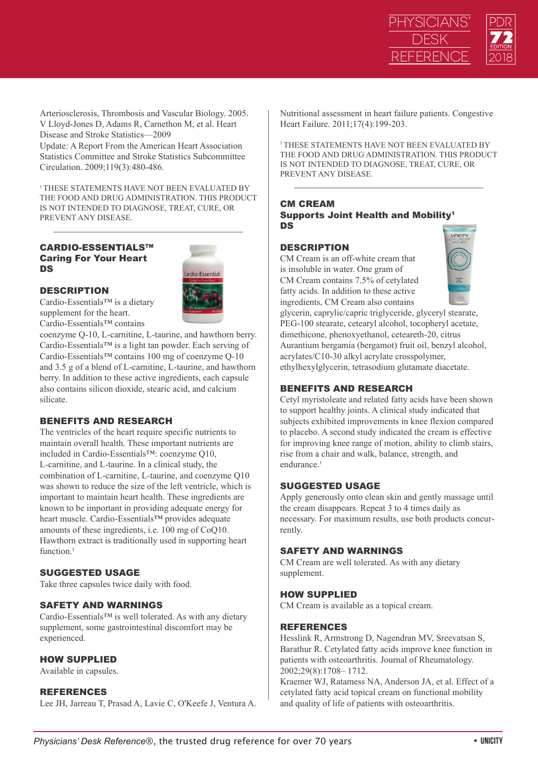Arteriosclerosis, Thrombosis and Vascular Biology. 2005.
V Lloyd-Jones D, Adams R, Carnethon M, et al. Heart Disease and Stroke Statistics—2009
Update: A Report From the American Heart Association Statistics Committee and Stroke Statistics Subcommittee Circulation. 2009;119(3):480-486.

[1] THESE STATEMENTS HAVE NOT BEEN EVALUATED BY THE FOOD AND DRUG ADMINISTRATION. THIS PRODUCT IS NOT INTENDED TO DIAGNOSE, TREAT, CURE, OR PREVENT ANY DISEASE.

## CARDIO-ESSENTIALS™
## Caring For Your Heart
## DS

### DESCRIPTION

Cardio-Essentials™ is a dietary supplement for the heart. Cardio-Essentials™ contains coenzyme Q-10, L-carnitine, L-taurine, and hawthorn berry. Cardio-Essentials™ is a light tan powder. Each serving of Cardio-Essentials™ contains 100 mg of coenzyme Q-10 and 3.5 g of a blend of L-carnitine, L-taurine, and hawthorn berry. In addition to these active ingredients, each capsule also contains silicon dioxide, stearic acid, and calcium silicate.

### BENEFITS AND RESEARCH

The ventricles of the heart require specific nutrients to maintain overall health. These important nutrients are included in Cardio-Essentials™: coenzyme Q10, L-carnitine, and L-taurine. In a clinical study, the combination of L-carnitine, L-taurine, and coenzyme Q10 was shown to reduce the size of the left ventricle, which is important to maintain heart health. These ingredients are known to be important in providing adequate energy for heart muscle. Cardio-Essentials™ provides adequate amounts of these ingredients, i.e. 100 mg of CoQ10. Hawthorn extract is traditionally used in supporting heart function.[1]

### SUGGESTED USAGE

Take three capsules twice daily with food.

### SAFETY AND WARNINGS

Cardio-Essentials™ is well tolerated. As with any dietary supplement, some gastrointestinal discomfort may be experienced.

### HOW SUPPLIED

Available in capsules.

### REFERENCES

Lee JH, Jarreau T, Prasad A, Lavie C, O'Keefe J, Ventura A. Nutritional assessment in heart failure patients. Congestive Heart Failure. 2011;17(4):199-203.

[1] THESE STATEMENTS HAVE NOT BEEN EVALUATED BY THE FOOD AND DRUG ADMINISTRATION. THIS PRODUCT IS NOT INTENDED TO DIAGNOSE, TREAT, CURE, OR PREVENT ANY DISEASE.

## CM CREAM
## Supports Joint Health and Mobility[1]
## DS

### DESCRIPTION

CM Cream is an off-white cream that is insoluble in water. One gram of CM Cream contains 7.5% of cetylated fatty acids. In addition to these active ingredients, CM Cream also contains glycerin, caprylic/capric triglyceride, glyceryl stearate, PEG-100 stearate, cetearyl alcohol, tocopheryl acetate, dimethicone, phenoxyethanol, ceteareth-20, citrus Aurantium bergamia (bergamot) fruit oil, benzyl alcohol, acrylates/C10-30 alkyl acrylate crosspolymer, ethylhexylglycerin, tetrasodium glutamate diacetate.

### BENEFITS AND RESEARCH

Cetyl myristoleate and related fatty acids have been shown to support healthy joints. A clinical study indicated that subjects exhibited improvements in knee flexion compared to placebo. A second study indicated the cream is effective for improving knee range of motion, ability to climb stairs, rise from a chair and walk, balance, strength, and endurance.[1]

### SUGGESTED USAGE

Apply generously onto clean skin and gently massage until the cream disappears. Repeat 3 to 4 times daily as necessary. For maximum results, use both products concurrently.

### SAFETY AND WARNINGS

CM Cream are well tolerated. As with any dietary supplement.

### HOW SUPPLIED

CM Cream is available as a topical cream.

### REFERENCES

Hesslink R, Armstrong D, Nagendran MV, Sreevatsan S, Barathur R. Cetylated fatty acids improve knee function in patients with osteoarthritis. Journal of Rheumatology. 2002;29(8):1708– 1712.
Kraemer WJ, Ratamess NA, Anderson JA, et al. Effect of a cetylated fatty acid topical cream on functional mobility and quality of life of patients with osteoarthritis.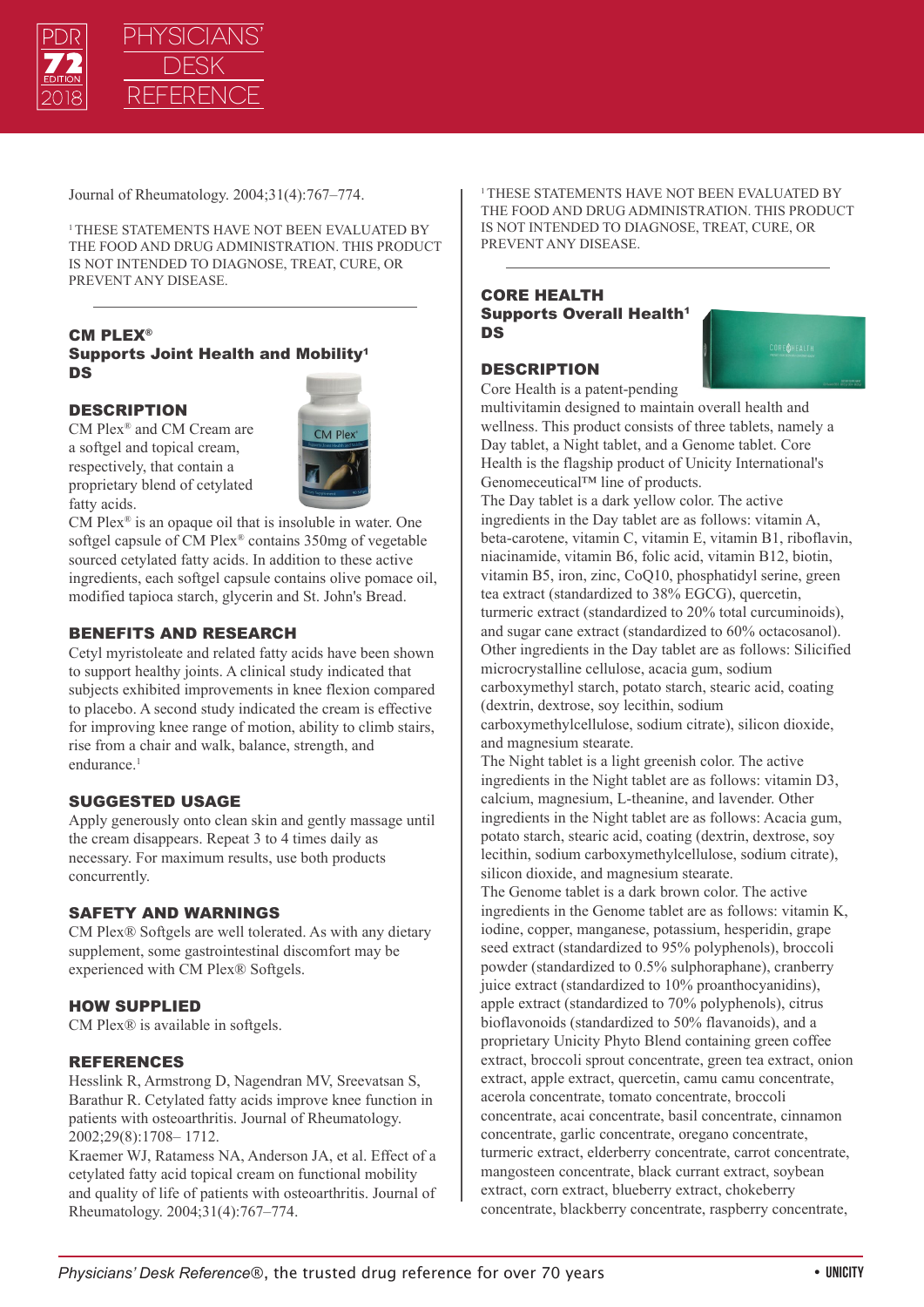Journal of Rheumatology. 2004;31(4):767–774.

[1] THESE STATEMENTS HAVE NOT BEEN EVALUATED BY THE FOOD AND DRUG ADMINISTRATION. THIS PRODUCT IS NOT INTENDED TO DIAGNOSE, TREAT, CURE, OR PREVENT ANY DISEASE.

## CM PLEX®
**Supports Joint Health and Mobility[1]**
**DS**

### DESCRIPTION

CM Plex® and CM Cream are a softgel and topical cream, respectively, that contain a proprietary blend of cetylated fatty acids.

CM Plex® is an opaque oil that is insoluble in water. One softgel capsule of CM Plex® contains 350mg of vegetable sourced cetylated fatty acids. In addition to these active ingredients, each softgel capsule contains olive pomace oil, modified tapioca starch, glycerin and St. John's Bread.

### BENEFITS AND RESEARCH

Cetyl myristoleate and related fatty acids have been shown to support healthy joints. A clinical study indicated that subjects exhibited improvements in knee flexion compared to placebo. A second study indicated the cream is effective for improving knee range of motion, ability to climb stairs, rise from a chair and walk, balance, strength, and endurance.[1]

### SUGGESTED USAGE

Apply generously onto clean skin and gently massage until the cream disappears. Repeat 3 to 4 times daily as necessary. For maximum results, use both products concurrently.

### SAFETY AND WARNINGS

CM Plex® Softgels are well tolerated. As with any dietary supplement, some gastrointestinal discomfort may be experienced with CM Plex® Softgels.

### HOW SUPPLIED

CM Plex® is available in softgels.

### REFERENCES

Hesslink R, Armstrong D, Nagendran MV, Sreevatsan S, Barathur R. Cetylated fatty acids improve knee function in patients with osteoarthritis. Journal of Rheumatology. 2002;29(8):1708– 1712.

Kraemer WJ, Ratamess NA, Anderson JA, et al. Effect of a cetylated fatty acid topical cream on functional mobility and quality of life of patients with osteoarthritis. Journal of Rheumatology. 2004;31(4):767–774.

[1] THESE STATEMENTS HAVE NOT BEEN EVALUATED BY THE FOOD AND DRUG ADMINISTRATION. THIS PRODUCT IS NOT INTENDED TO DIAGNOSE, TREAT, CURE, OR PREVENT ANY DISEASE.

## CORE HEALTH
**Supports Overall Health[1]**
**DS**

### DESCRIPTION

Core Health is a patent-pending multivitamin designed to maintain overall health and wellness. This product consists of three tablets, namely a Day tablet, a Night tablet, and a Genome tablet. Core Health is the flagship product of Unicity International's Genomeceutical™ line of products.

The Day tablet is a dark yellow color. The active ingredients in the Day tablet are as follows: vitamin A, beta-carotene, vitamin C, vitamin E, vitamin B1, riboflavin, niacinamide, vitamin B6, folic acid, vitamin B12, biotin, vitamin B5, iron, zinc, CoQ10, phosphatidyl serine, green tea extract (standardized to 38% EGCG), quercetin, turmeric extract (standardized to 20% total curcuminoids), and sugar cane extract (standardized to 60% octacosanol). Other ingredients in the Day tablet are as follows: Silicified microcrystalline cellulose, acacia gum, sodium carboxymethyl starch, potato starch, stearic acid, coating (dextrin, dextrose, soy lecithin, sodium carboxymethylcellulose, sodium citrate), silicon dioxide, and magnesium stearate.

The Night tablet is a light greenish color. The active ingredients in the Night tablet are as follows: vitamin D3, calcium, magnesium, L-theanine, and lavender. Other ingredients in the Night tablet are as follows: Acacia gum, potato starch, stearic acid, coating (dextrin, dextrose, soy lecithin, sodium carboxymethylcellulose, sodium citrate), silicon dioxide, and magnesium stearate.

The Genome tablet is a dark brown color. The active ingredients in the Genome tablet are as follows: vitamin K, iodine, copper, manganese, potassium, hesperidin, grape seed extract (standardized to 95% polyphenols), broccoli powder (standardized to 0.5% sulphoraphane), cranberry juice extract (standardized to 10% proanthocyanidins), apple extract (standardized to 70% polyphenols), citrus bioflavonoids (standardized to 50% flavanoids), and a proprietary Unicity Phyto Blend containing green coffee extract, broccoli sprout concentrate, green tea extract, onion extract, apple extract, quercetin, camu camu concentrate, acerola concentrate, tomato concentrate, broccoli concentrate, acai concentrate, basil concentrate, cinnamon concentrate, garlic concentrate, oregano concentrate, turmeric extract, elderberry concentrate, carrot concentrate, mangosteen concentrate, black currant extract, soybean extract, corn extract, blueberry extract, chokeberry concentrate, blackberry concentrate, raspberry concentrate,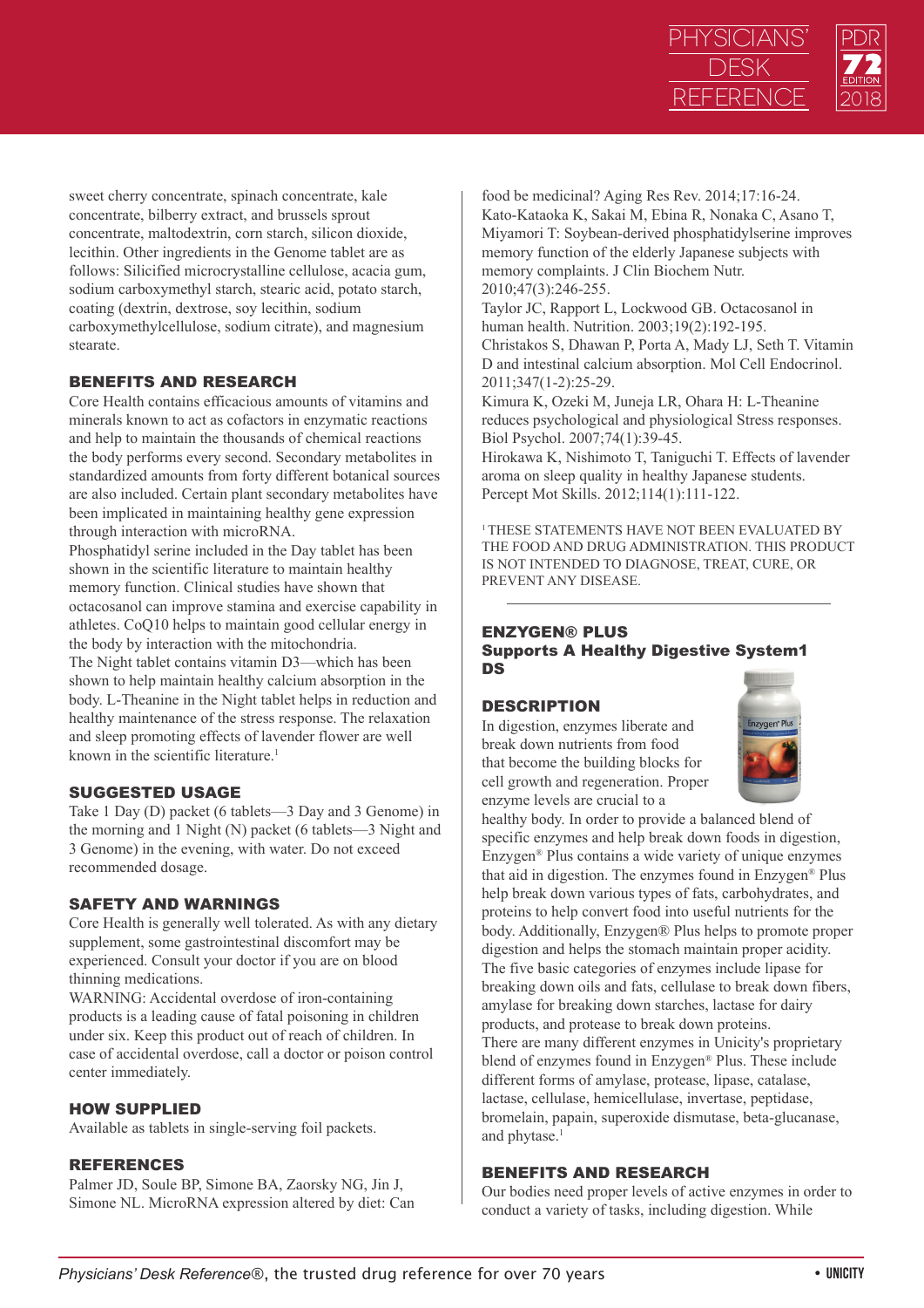sweet cherry concentrate, spinach concentrate, kale concentrate, bilberry extract, and brussels sprout concentrate, maltodextrin, corn starch, silicon dioxide, lecithin. Other ingredients in the Genome tablet are as follows: Silicified microcrystalline cellulose, acacia gum, sodium carboxymethyl starch, stearic acid, potato starch, coating (dextrin, dextrose, soy lecithin, sodium carboxymethylcellulose, sodium citrate), and magnesium stearate.

### BENEFITS AND RESEARCH

Core Health contains efficacious amounts of vitamins and minerals known to act as cofactors in enzymatic reactions and help to maintain the thousands of chemical reactions the body performs every second. Secondary metabolites in standardized amounts from forty different botanical sources are also included. Certain plant secondary metabolites have been implicated in maintaining healthy gene expression through interaction with microRNA.

Phosphatidyl serine included in the Day tablet has been shown in the scientific literature to maintain healthy memory function. Clinical studies have shown that octacosanol can improve stamina and exercise capability in athletes. CoQ10 helps to maintain good cellular energy in the body by interaction with the mitochondria.

The Night tablet contains vitamin D3—which has been shown to help maintain healthy calcium absorption in the body. L-Theanine in the Night tablet helps in reduction and healthy maintenance of the stress response. The relaxation and sleep promoting effects of lavender flower are well known in the scientific literature.[1]

### SUGGESTED USAGE

Take 1 Day (D) packet (6 tablets—3 Day and 3 Genome) in the morning and 1 Night (N) packet (6 tablets—3 Night and 3 Genome) in the evening, with water. Do not exceed recommended dosage.

### SAFETY AND WARNINGS

Core Health is generally well tolerated. As with any dietary supplement, some gastrointestinal discomfort may be experienced. Consult your doctor if you are on blood thinning medications.

WARNING: Accidental overdose of iron-containing products is a leading cause of fatal poisoning in children under six. Keep this product out of reach of children. In case of accidental overdose, call a doctor or poison control center immediately.

### HOW SUPPLIED

Available as tablets in single-serving foil packets.

### REFERENCES

Palmer JD, Soule BP, Simone BA, Zaorsky NG, Jin J, Simone NL. MicroRNA expression altered by diet: Can food be medicinal? Aging Res Rev. 2014;17:16-24.

Kato-Kataoka K, Sakai M, Ebina R, Nonaka C, Asano T, Miyamori T: Soybean-derived phosphatidylserine improves memory function of the elderly Japanese subjects with memory complaints. J Clin Biochem Nutr. 2010;47(3):246-255.

Taylor JC, Rapport L, Lockwood GB. Octacosanol in human health. Nutrition. 2003;19(2):192-195.

Christakos S, Dhawan P, Porta A, Mady LJ, Seth T. Vitamin D and intestinal calcium absorption. Mol Cell Endocrinol. 2011;347(1-2):25-29.

Kimura K, Ozeki M, Juneja LR, Ohara H: L-Theanine reduces psychological and physiological Stress responses. Biol Psychol. 2007;74(1):39-45.

Hirokawa K, Nishimoto T, Taniguchi T. Effects of lavender aroma on sleep quality in healthy Japanese students. Percept Mot Skills. 2012;114(1):111-122.

[1] THESE STATEMENTS HAVE NOT BEEN EVALUATED BY THE FOOD AND DRUG ADMINISTRATION. THIS PRODUCT IS NOT INTENDED TO DIAGNOSE, TREAT, CURE, OR PREVENT ANY DISEASE.

---

## ENZYGEN® PLUS
## Supports A Healthy Digestive System1 DS

### DESCRIPTION

In digestion, enzymes liberate and break down nutrients from food that become the building blocks for cell growth and regeneration. Proper enzyme levels are crucial to a healthy body. In order to provide a balanced blend of specific enzymes and help break down foods in digestion, Enzygen® Plus contains a wide variety of unique enzymes that aid in digestion. The enzymes found in Enzygen® Plus help break down various types of fats, carbohydrates, and proteins to help convert food into useful nutrients for the body. Additionally, Enzygen® Plus helps to promote proper digestion and helps the stomach maintain proper acidity.

The five basic categories of enzymes include lipase for breaking down oils and fats, cellulase to break down fibers, amylase for breaking down starches, lactase for dairy products, and protease to break down proteins.

There are many different enzymes in Unicity's proprietary blend of enzymes found in Enzygen® Plus. These include different forms of amylase, protease, lipase, catalase, lactase, cellulase, hemicellulase, invertase, peptidase, bromelain, papain, superoxide dismutase, beta-glucanase, and phytase.[1]

### BENEFITS AND RESEARCH

Our bodies need proper levels of active enzymes in order to conduct a variety of tasks, including digestion. While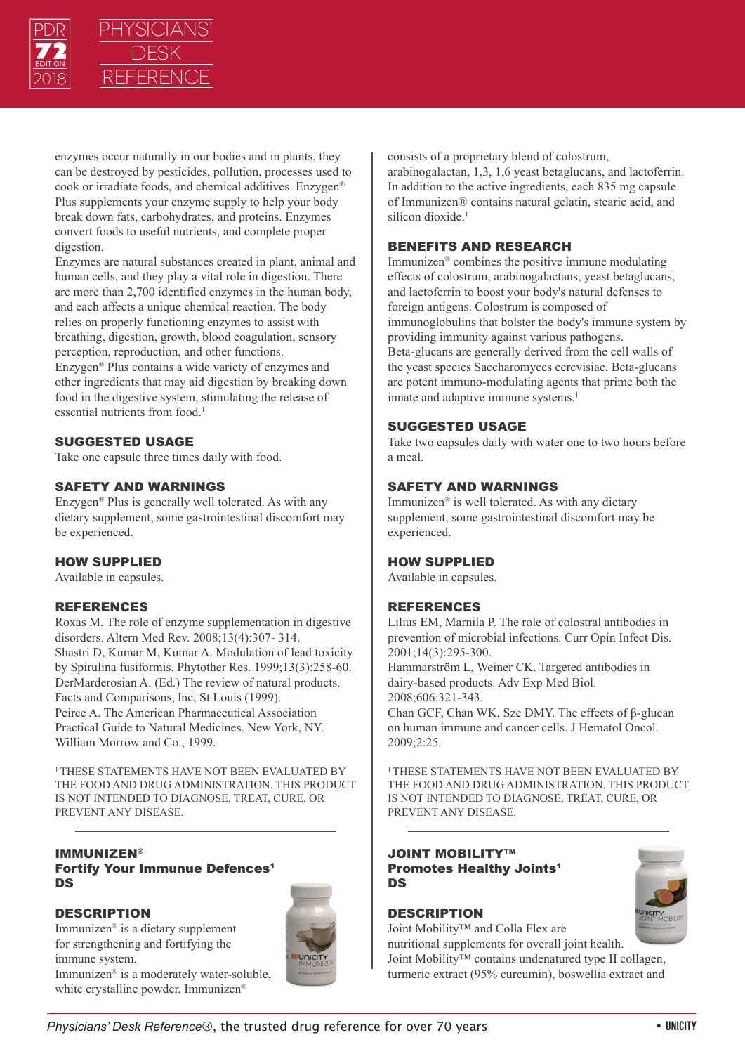enzymes occur naturally in our bodies and in plants, they can be destroyed by pesticides, pollution, processes used to cook or irradiate foods, and chemical additives. Enzygen® Plus supplements your enzyme supply to help your body break down fats, carbohydrates, and proteins. Enzymes convert foods to useful nutrients, and complete proper digestion.

Enzymes are natural substances created in plant, animal and human cells, and they play a vital role in digestion. There are more than 2,700 identified enzymes in the human body, and each affects a unique chemical reaction. The body relies on properly functioning enzymes to assist with breathing, digestion, growth, blood coagulation, sensory perception, reproduction, and other functions.

Enzygen® Plus contains a wide variety of enzymes and other ingredients that may aid digestion by breaking down food in the digestive system, stimulating the release of essential nutrients from food.[1]

## SUGGESTED USAGE

Take one capsule three times daily with food.

## SAFETY AND WARNINGS

Enzygen® Plus is generally well tolerated. As with any dietary supplement, some gastrointestinal discomfort may be experienced.

## HOW SUPPLIED

Available in capsules.

## REFERENCES

Roxas M. The role of enzyme supplementation in digestive disorders. Altern Med Rev. 2008;13(4):307- 314.

Shastri D, Kumar M, Kumar A. Modulation of lead toxicity by Spirulina fusiformis. Phytother Res. 1999;13(3):258-60.

DerMarderosian A. (Ed.) The review of natural products. Facts and Comparisons, lnc, St Louis (1999).

Peirce A. The American Pharmaceutical Association Practical Guide to Natural Medicines. New York, NY. William Morrow and Co., 1999.

[1] THESE STATEMENTS HAVE NOT BEEN EVALUATED BY THE FOOD AND DRUG ADMINISTRATION. THIS PRODUCT IS NOT INTENDED TO DIAGNOSE, TREAT, CURE, OR PREVENT ANY DISEASE.

---

# IMMUNIZEN®
**Fortify Your Immunue Defences[1]**
**DS**

## DESCRIPTION

Immunizen® is a dietary supplement for strengthening and fortifying the immune system.

Immunizen® is a moderately water-soluble, white crystalline powder. Immunizen® consists of a proprietary blend of colostrum, arabinogalactan, 1,3, 1,6 yeast betaglucans, and lactoferrin. In addition to the active ingredients, each 835 mg capsule of Immunizen® contains natural gelatin, stearic acid, and silicon dioxide.[1]

## BENEFITS AND RESEARCH

Immunizen® combines the positive immune modulating effects of colostrum, arabinogalactans, yeast betaglucans, and lactoferrin to boost your body's natural defenses to foreign antigens. Colostrum is composed of immunoglobulins that bolster the body's immune system by providing immunity against various pathogens.

Beta-glucans are generally derived from the cell walls of the yeast species Saccharomyces cerevisiae. Beta-glucans are potent immuno-modulating agents that prime both the innate and adaptive immune systems.[1]

## SUGGESTED USAGE

Take two capsules daily with water one to two hours before a meal.

## SAFETY AND WARNINGS

Immunizen® is well tolerated. As with any dietary supplement, some gastrointestinal discomfort may be experienced.

## HOW SUPPLIED

Available in capsules.

## REFERENCES

Lilius EM, Marnila P. The role of colostral antibodies in prevention of microbial infections. Curr Opin Infect Dis. 2001;14(3):295-300.

Hammarström L, Weiner CK. Targeted antibodies in dairy-based products. Adv Exp Med Biol. 2008;606:321-343.

Chan GCF, Chan WK, Sze DMY. The effects of β-glucan on human immune and cancer cells. J Hematol Oncol. 2009;2:25.

[1] THESE STATEMENTS HAVE NOT BEEN EVALUATED BY THE FOOD AND DRUG ADMINISTRATION. THIS PRODUCT IS NOT INTENDED TO DIAGNOSE, TREAT, CURE, OR PREVENT ANY DISEASE.

---

# JOINT MOBILITY™
**Promotes Healthy Joints[1]**
**DS**

## DESCRIPTION

Joint Mobility™ and Colla Flex are nutritional supplements for overall joint health.

Joint Mobility™ contains undenatured type II collagen, turmeric extract (95% curcumin), boswellia extract and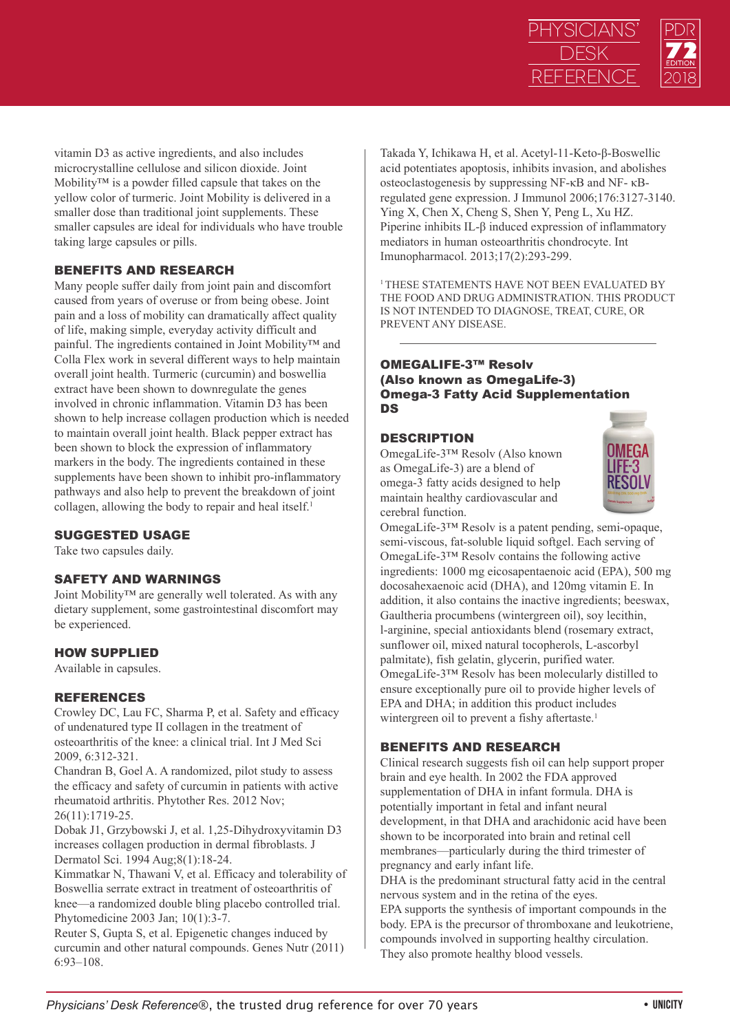vitamin D3 as active ingredients, and also includes microcrystalline cellulose and silicon dioxide. Joint Mobility™ is a powder filled capsule that takes on the yellow color of turmeric. Joint Mobility is delivered in a smaller dose than traditional joint supplements. These smaller capsules are ideal for individuals who have trouble taking large capsules or pills.

### BENEFITS AND RESEARCH

Many people suffer daily from joint pain and discomfort caused from years of overuse or from being obese. Joint pain and a loss of mobility can dramatically affect quality of life, making simple, everyday activity difficult and painful. The ingredients contained in Joint Mobility™ and Colla Flex work in several different ways to help maintain overall joint health. Turmeric (curcumin) and boswellia extract have been shown to downregulate the genes involved in chronic inflammation. Vitamin D3 has been shown to help increase collagen production which is needed to maintain overall joint health. Black pepper extract has been shown to block the expression of inflammatory markers in the body. The ingredients contained in these supplements have been shown to inhibit pro-inflammatory pathways and also help to prevent the breakdown of joint collagen, allowing the body to repair and heal itself.[1]

### SUGGESTED USAGE

Take two capsules daily.

### SAFETY AND WARNINGS

Joint Mobility™ are generally well tolerated. As with any dietary supplement, some gastrointestinal discomfort may be experienced.

### HOW SUPPLIED

Available in capsules.

### REFERENCES

Crowley DC, Lau FC, Sharma P, et al. Safety and efficacy of undenatured type II collagen in the treatment of osteoarthritis of the knee: a clinical trial. Int J Med Sci 2009, 6:312-321.

Chandran B, Goel A. A randomized, pilot study to assess the efficacy and safety of curcumin in patients with active rheumatoid arthritis. Phytother Res. 2012 Nov; 26(11):1719-25.

Dobak J1, Grzybowski J, et al. 1,25-Dihydroxyvitamin D3 increases collagen production in dermal fibroblasts. J Dermatol Sci. 1994 Aug;8(1):18-24.

Kimmatkar N, Thawani V, et al. Efficacy and tolerability of Boswellia serrate extract in treatment of osteoarthritis of knee—a randomized double bling placebo controlled trial. Phytomedicine 2003 Jan; 10(1):3-7.

Reuter S, Gupta S, et al. Epigenetic changes induced by curcumin and other natural compounds. Genes Nutr (2011) 6:93–108.

Takada Y, Ichikawa H, et al. Acetyl-11-Keto-β-Boswellic acid potentiates apoptosis, inhibits invasion, and abolishes osteoclastogenesis by suppressing NF-κB and NF- κB-regulated gene expression. J Immunol 2006;176:3127-3140.

Ying X, Chen X, Cheng S, Shen Y, Peng L, Xu HZ. Piperine inhibits IL-β induced expression of inflammatory mediators in human osteoarthritis chondrocyte. Int Imunopharmacol. 2013;17(2):293-299.

[1] THESE STATEMENTS HAVE NOT BEEN EVALUATED BY THE FOOD AND DRUG ADMINISTRATION. THIS PRODUCT IS NOT INTENDED TO DIAGNOSE, TREAT, CURE, OR PREVENT ANY DISEASE.

---

## OMEGALIFE-3™ Resolv (Also known as OmegaLife-3) Omega-3 Fatty Acid Supplementation DS

### DESCRIPTION

OmegaLife-3™ Resolv (Also known as OmegaLife-3) are a blend of omega-3 fatty acids designed to help maintain healthy cardiovascular and cerebral function.

OmegaLife-3™ Resolv is a patent pending, semi-opaque, semi-viscous, fat-soluble liquid softgel. Each serving of OmegaLife-3™ Resolv contains the following active ingredients: 1000 mg eicosapentaenoic acid (EPA), 500 mg docosahexaenoic acid (DHA), and 120mg vitamin E. In addition, it also contains the inactive ingredients; beeswax, Gaultheria procumbens (wintergreen oil), soy lecithin, l-arginine, special antioxidants blend (rosemary extract, sunflower oil, mixed natural tocopherols, L-ascorbyl palmitate), fish gelatin, glycerin, purified water. OmegaLife-3™ Resolv has been molecularly distilled to ensure exceptionally pure oil to provide higher levels of EPA and DHA; in addition this product includes wintergreen oil to prevent a fishy aftertaste.[1]

### BENEFITS AND RESEARCH

Clinical research suggests fish oil can help support proper brain and eye health. In 2002 the FDA approved supplementation of DHA in infant formula. DHA is potentially important in fetal and infant neural development, in that DHA and arachidonic acid have been shown to be incorporated into brain and retinal cell membranes—particularly during the third trimester of pregnancy and early infant life.

DHA is the predominant structural fatty acid in the central nervous system and in the retina of the eyes.

EPA supports the synthesis of important compounds in the body. EPA is the precursor of thromboxane and leukotriene, compounds involved in supporting healthy circulation. They also promote healthy blood vessels.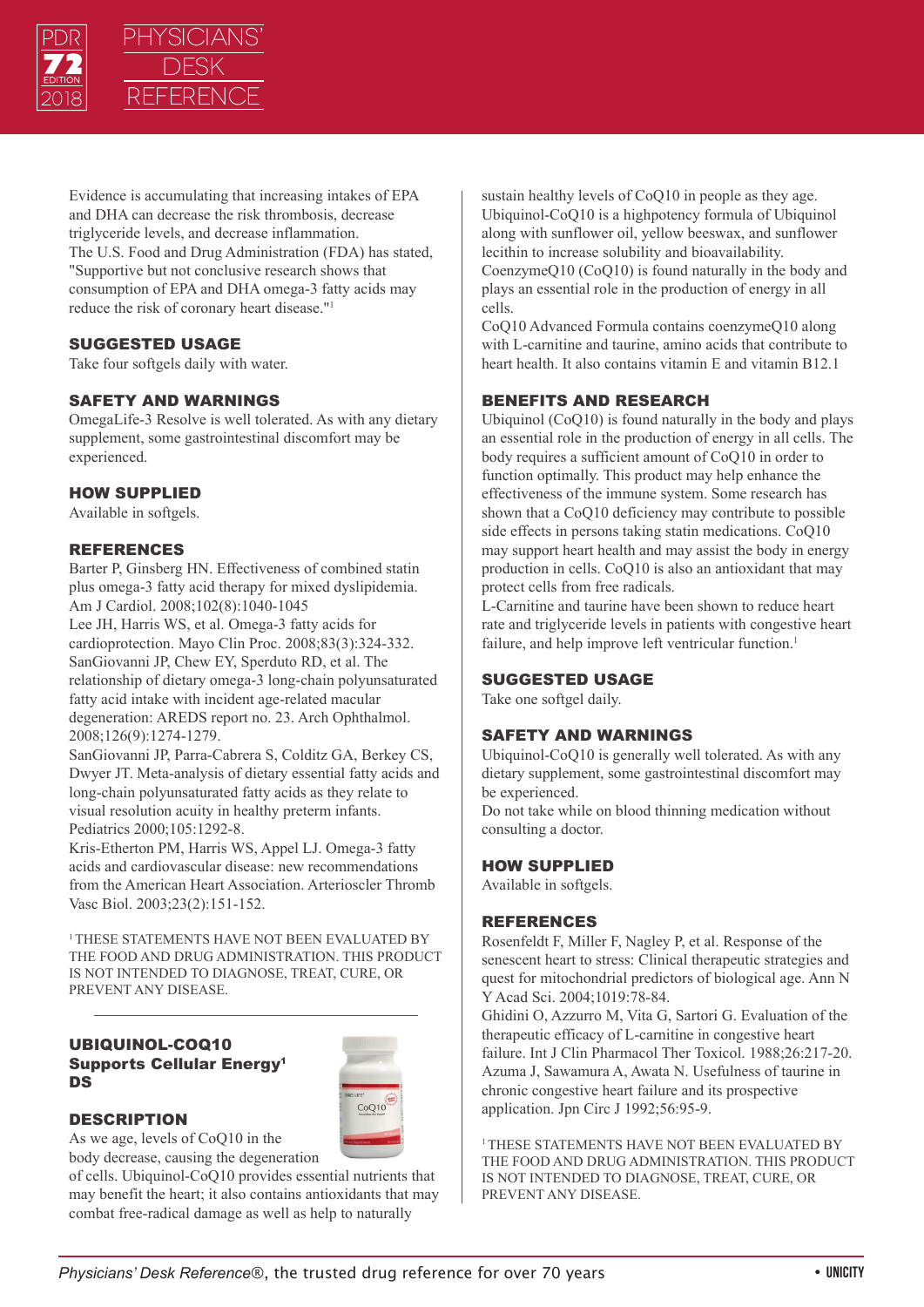Evidence is accumulating that increasing intakes of EPA and DHA can decrease the risk thrombosis, decrease triglyceride levels, and decrease inflammation.
The U.S. Food and Drug Administration (FDA) has stated, "Supportive but not conclusive research shows that consumption of EPA and DHA omega-3 fatty acids may reduce the risk of coronary heart disease."[1]

### SUGGESTED USAGE

Take four softgels daily with water.

### SAFETY AND WARNINGS

OmegaLife-3 Resolve is well tolerated. As with any dietary supplement, some gastrointestinal discomfort may be experienced.

### HOW SUPPLIED

Available in softgels.

### REFERENCES

Barter P, Ginsberg HN. Effectiveness of combined statin plus omega-3 fatty acid therapy for mixed dyslipidemia. Am J Cardiol. 2008;102(8):1040-1045
Lee JH, Harris WS, et al. Omega-3 fatty acids for cardioprotection. Mayo Clin Proc. 2008;83(3):324-332.
SanGiovanni JP, Chew EY, Sperduto RD, et al. The relationship of dietary omega-3 long-chain polyunsaturated fatty acid intake with incident age-related macular degeneration: AREDS report no. 23. Arch Ophthalmol. 2008;126(9):1274-1279.
SanGiovanni JP, Parra-Cabrera S, Colditz GA, Berkey CS, Dwyer JT. Meta-analysis of dietary essential fatty acids and long-chain polyunsaturated fatty acids as they relate to visual resolution acuity in healthy preterm infants. Pediatrics 2000;105:1292-8.
Kris-Etherton PM, Harris WS, Appel LJ. Omega-3 fatty acids and cardiovascular disease: new recommendations from the American Heart Association. Arterioscler Thromb Vasc Biol. 2003;23(2):151-152.

[1] THESE STATEMENTS HAVE NOT BEEN EVALUATED BY THE FOOD AND DRUG ADMINISTRATION. THIS PRODUCT IS NOT INTENDED TO DIAGNOSE, TREAT, CURE, OR PREVENT ANY DISEASE.

---

## UBIQUINOL-COQ10
**Supports Cellular Energy[1]**
**DS**

### DESCRIPTION

As we age, levels of CoQ10 in the body decrease, causing the degeneration of cells. Ubiquinol-CoQ10 provides essential nutrients that may benefit the heart; it also contains antioxidants that may combat free-radical damage as well as help to naturally sustain healthy levels of CoQ10 in people as they age.
Ubiquinol-CoQ10 is a highpotency formula of Ubiquinol along with sunflower oil, yellow beeswax, and sunflower lecithin to increase solubility and bioavailability.
CoenzymeQ10 (CoQ10) is found naturally in the body and plays an essential role in the production of energy in all cells.
CoQ10 Advanced Formula contains coenzymeQ10 along with L-carnitine and taurine, amino acids that contribute to heart health. It also contains vitamin E and vitamin B12.1

### BENEFITS AND RESEARCH

Ubiquinol (CoQ10) is found naturally in the body and plays an essential role in the production of energy in all cells. The body requires a sufficient amount of CoQ10 in order to function optimally. This product may help enhance the effectiveness of the immune system. Some research has shown that a CoQ10 deficiency may contribute to possible side effects in persons taking statin medications. CoQ10 may support heart health and may assist the body in energy production in cells. CoQ10 is also an antioxidant that may protect cells from free radicals.
L-Carnitine and taurine have been shown to reduce heart rate and triglyceride levels in patients with congestive heart failure, and help improve left ventricular function.[1]

### SUGGESTED USAGE

Take one softgel daily.

### SAFETY AND WARNINGS

Ubiquinol-CoQ10 is generally well tolerated. As with any dietary supplement, some gastrointestinal discomfort may be experienced.
Do not take while on blood thinning medication without consulting a doctor.

### HOW SUPPLIED

Available in softgels.

### REFERENCES

Rosenfeldt F, Miller F, Nagley P, et al. Response of the senescent heart to stress: Clinical therapeutic strategies and quest for mitochondrial predictors of biological age. Ann N Y Acad Sci. 2004;1019:78-84.
Ghidini O, Azzurro M, Vita G, Sartori G. Evaluation of the therapeutic efficacy of L-carnitine in congestive heart failure. Int J Clin Pharmacol Ther Toxicol. 1988;26:217-20.
Azuma J, Sawamura A, Awata N. Usefulness of taurine in chronic congestive heart failure and its prospective application. Jpn Circ J 1992;56:95-9.

[1] THESE STATEMENTS HAVE NOT BEEN EVALUATED BY THE FOOD AND DRUG ADMINISTRATION. THIS PRODUCT IS NOT INTENDED TO DIAGNOSE, TREAT, CURE, OR PREVENT ANY DISEASE.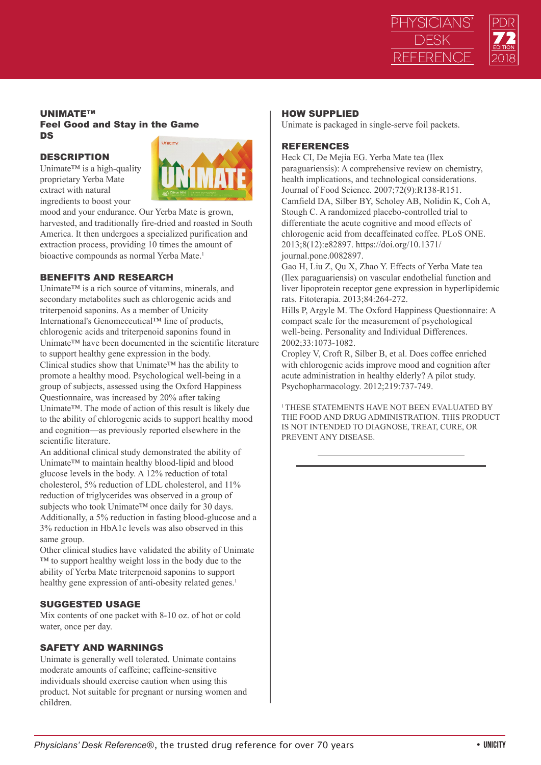## UNIMATE™
### Feel Good and Stay in the Game
**DS**

### DESCRIPTION

Unimate™ is a high-quality proprietary Yerba Mate extract with natural ingredients to boost your mood and your endurance. Our Yerba Mate is grown, harvested, and traditionally fire-dried and roasted in South America. It then undergoes a specialized purification and extraction process, providing 10 times the amount of bioactive compounds as normal Yerba Mate.[1]

### BENEFITS AND RESEARCH

Unimate™ is a rich source of vitamins, minerals, and secondary metabolites such as chlorogenic acids and triterpenoid saponins. As a member of Unicity International's Genomeceutical™ line of products, chlorogenic acids and triterpenoid saponins found in Unimate™ have been documented in the scientific literature to support healthy gene expression in the body.

Clinical studies show that Unimate™ has the ability to promote a healthy mood. Psychological well-being in a group of subjects, assessed using the Oxford Happiness Questionnaire, was increased by 20% after taking Unimate™. The mode of action of this result is likely due to the ability of chlorogenic acids to support healthy mood and cognition—as previously reported elsewhere in the scientific literature.

An additional clinical study demonstrated the ability of Unimate™ to maintain healthy blood-lipid and blood glucose levels in the body. A 12% reduction of total cholesterol, 5% reduction of LDL cholesterol, and 11% reduction of triglycerides was observed in a group of subjects who took Unimate™ once daily for 30 days. Additionally, a 5% reduction in fasting blood-glucose and a 3% reduction in HbA1c levels was also observed in this same group.

Other clinical studies have validated the ability of Unimate ™ to support healthy weight loss in the body due to the ability of Yerba Mate triterpenoid saponins to support healthy gene expression of anti-obesity related genes.[1]

### SUGGESTED USAGE

Mix contents of one packet with 8-10 oz. of hot or cold water, once per day.

### SAFETY AND WARNINGS

Unimate is generally well tolerated. Unimate contains moderate amounts of caffeine; caffeine-sensitive individuals should exercise caution when using this product. Not suitable for pregnant or nursing women and children.

### HOW SUPPLIED

Unimate is packaged in single-serve foil packets.

### REFERENCES

Heck CI, De Mejia EG. Yerba Mate tea (Ilex paraguariensis): A comprehensive review on chemistry, health implications, and technological considerations. Journal of Food Science. 2007;72(9):R138-R151.

Camfield DA, Silber BY, Scholey AB, Nolidin K, Coh A, Stough C. A randomized placebo-controlled trial to differentiate the acute cognitive and mood effects of chlorogenic acid from decaffeinated coffee. PLoS ONE. 2013;8(12):e82897. https://doi.org/10.1371/journal.pone.0082897.

Gao H, Liu Z, Qu X, Zhao Y. Effects of Yerba Mate tea (Ilex paraguariensis) on vascular endothelial function and liver lipoprotein receptor gene expression in hyperlipidemic rats. Fitoterapia. 2013;84:264-272.

Hills P, Argyle M. The Oxford Happiness Questionnaire: A compact scale for the measurement of psychological well-being. Personality and Individual Differences. 2002;33:1073-1082.

Cropley V, Croft R, Silber B, et al. Does coffee enriched with chlorogenic acids improve mood and cognition after acute administration in healthy elderly? A pilot study. Psychopharmacology. 2012;219:737-749.

[1] THESE STATEMENTS HAVE NOT BEEN EVALUATED BY THE FOOD AND DRUG ADMINISTRATION. THIS PRODUCT IS NOT INTENDED TO DIAGNOSE, TREAT, CURE, OR PREVENT ANY DISEASE.